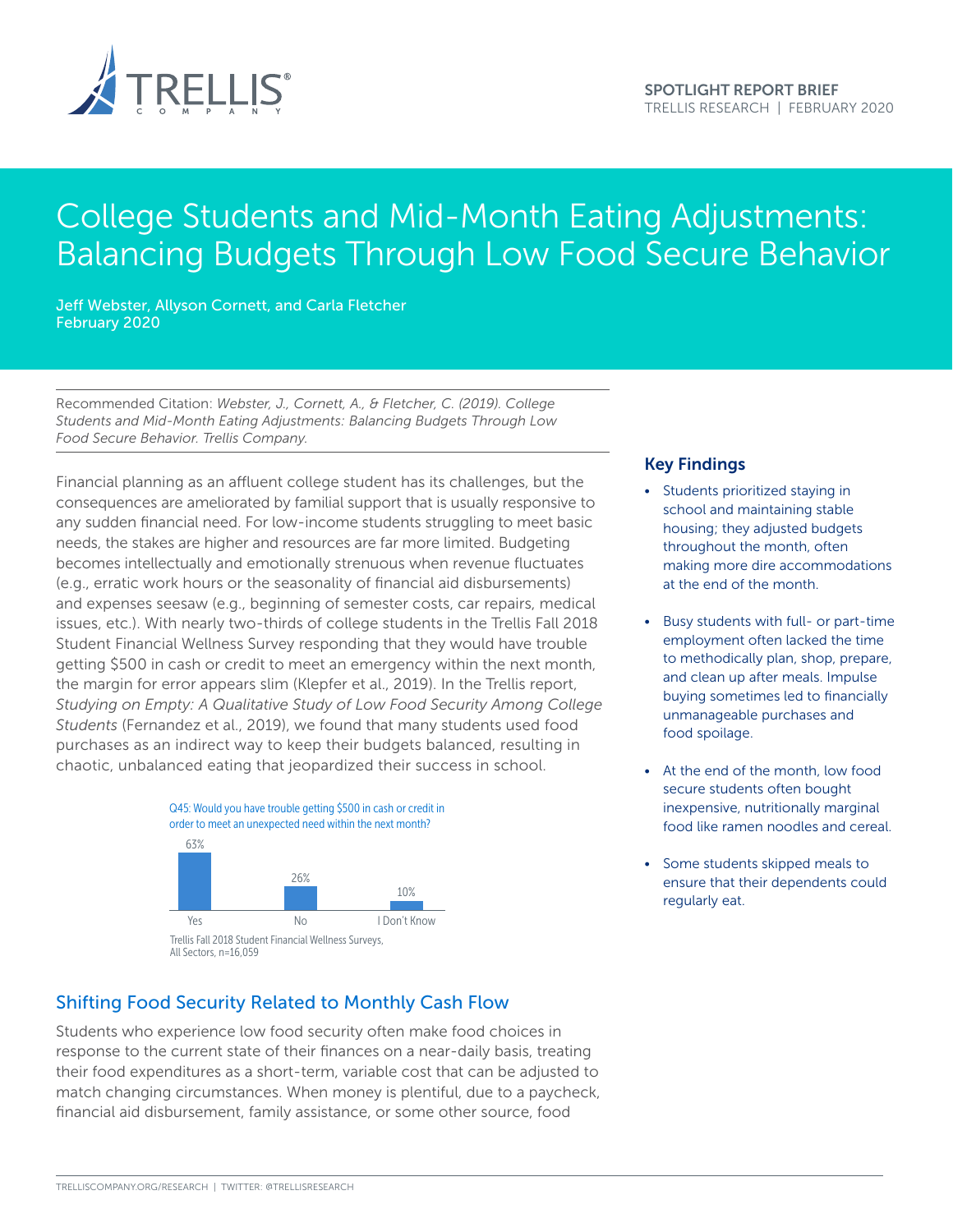SPOTLIGHT REPORT BRIEF
TRELLIS RESEARCH | FEBRUARY 2020

# College Students and Mid-Month Eating Adjustments: Balancing Budgets Through Low Food Secure Behavior

Jeff Webster, Allyson Cornett, and Carla Fletcher
February 2020

Recommended Citation: *Webster, J., Cornett, A., & Fletcher, C. (2019). College Students and Mid-Month Eating Adjustments: Balancing Budgets Through Low Food Secure Behavior. Trellis Company.*

Financial planning as an affluent college student has its challenges, but the consequences are ameliorated by familial support that is usually responsive to any sudden financial need. For low-income students struggling to meet basic needs, the stakes are higher and resources are far more limited. Budgeting becomes intellectually and emotionally strenuous when revenue fluctuates (e.g., erratic work hours or the seasonality of financial aid disbursements) and expenses seesaw (e.g., beginning of semester costs, car repairs, medical issues, etc.). With nearly two-thirds of college students in the Trellis Fall 2018 Student Financial Wellness Survey responding that they would have trouble getting $500 in cash or credit to meet an emergency within the next month, the margin for error appears slim (Klepfer et al., 2019). In the Trellis report, *Studying on Empty: A Qualitative Study of Low Food Security Among College Students* (Fernandez et al., 2019), we found that many students used food purchases as an indirect way to keep their budgets balanced, resulting in chaotic, unbalanced eating that jeopardized their success in school.

Q45: Would you have trouble getting $500 in cash or credit in order to meet an unexpected need within the next month?

| Yes | No | I Don't Know |
|---|---|---|
| 63% | 26% | 10% |

Trellis Fall 2018 Student Financial Wellness Surveys, All Sectors, n=16,059

## Key Findings

- Students prioritized staying in school and maintaining stable housing; they adjusted budgets throughout the month, often making more dire accommodations at the end of the month.
- Busy students with full- or part-time employment often lacked the time to methodically plan, shop, prepare, and clean up after meals. Impulse buying sometimes led to financially unmanageable purchases and food spoilage.
- At the end of the month, low food secure students often bought inexpensive, nutritionally marginal food like ramen noodles and cereal.
- Some students skipped meals to ensure that their dependents could regularly eat.

## Shifting Food Security Related to Monthly Cash Flow

Students who experience low food security often make food choices in response to the current state of their finances on a near-daily basis, treating their food expenditures as a short-term, variable cost that can be adjusted to match changing circumstances. When money is plentiful, due to a paycheck, financial aid disbursement, family assistance, or some other source, food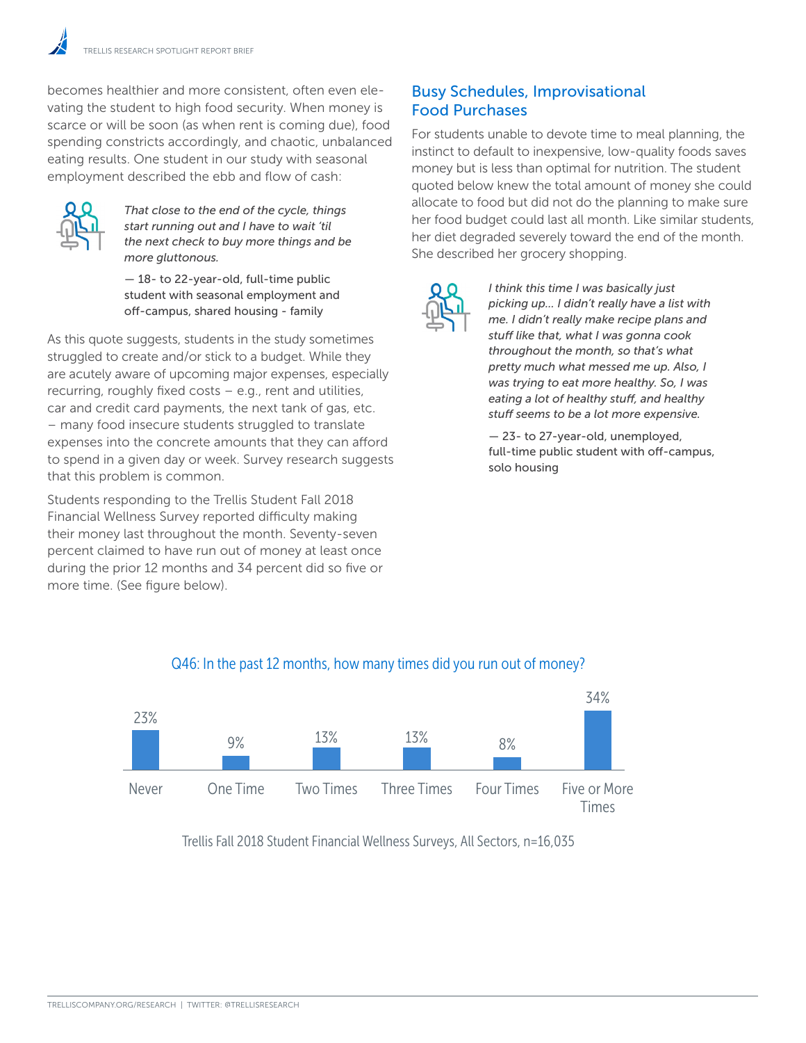becomes healthier and more consistent, often even elevating the student to high food security. When money is scarce or will be soon (as when rent is coming due), food spending constricts accordingly, and chaotic, unbalanced eating results. One student in our study with seasonal employment described the ebb and flow of cash:

> *That close to the end of the cycle, things start running out and I have to wait 'til the next check to buy more things and be more gluttonous.*
>
> — 18- to 22-year-old, full-time public student with seasonal employment and off-campus, shared housing - family

As this quote suggests, students in the study sometimes struggled to create and/or stick to a budget. While they are acutely aware of upcoming major expenses, especially recurring, roughly fixed costs – e.g., rent and utilities, car and credit card payments, the next tank of gas, etc. – many food insecure students struggled to translate expenses into the concrete amounts that they can afford to spend in a given day or week. Survey research suggests that this problem is common.

Students responding to the Trellis Student Fall 2018 Financial Wellness Survey reported difficulty making their money last throughout the month. Seventy-seven percent claimed to have run out of money at least once during the prior 12 months and 34 percent did so five or more time. (See figure below).

## Busy Schedules, Improvisational Food Purchases

For students unable to devote time to meal planning, the instinct to default to inexpensive, low-quality foods saves money but is less than optimal for nutrition. The student quoted below knew the total amount of money she could allocate to food but did not do the planning to make sure her food budget could last all month. Like similar students, her diet degraded severely toward the end of the month. She described her grocery shopping.

> *I think this time I was basically just picking up... I didn't really have a list with me. I didn't really make recipe plans and stuff like that, what I was gonna cook throughout the month, so that's what pretty much what messed me up. Also, I was trying to eat more healthy. So, I was eating a lot of healthy stuff, and healthy stuff seems to be a lot more expensive.*
>
> — 23- to 27-year-old, unemployed, full-time public student with off-campus, solo housing

**Q46: In the past 12 months, how many times did you run out of money?**

| Never | One Time | Two Times | Three Times | Four Times | Five or More Times |
|---|---|---|---|---|---|
| 23% | 9% | 13% | 13% | 8% | 34% |

Trellis Fall 2018 Student Financial Wellness Surveys, All Sectors, n=16,035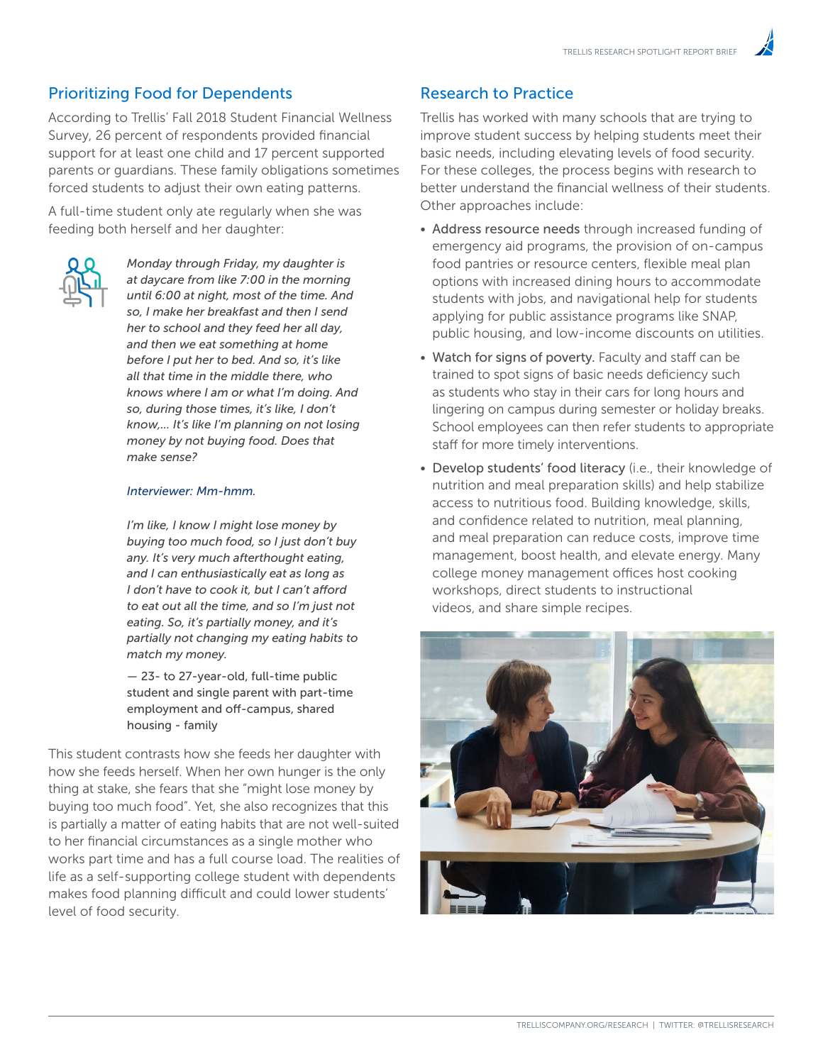## Prioritizing Food for Dependents

According to Trellis' Fall 2018 Student Financial Wellness Survey, 26 percent of respondents provided financial support for at least one child and 17 percent supported parents or guardians. These family obligations sometimes forced students to adjust their own eating patterns.

A full-time student only ate regularly when she was feeding both herself and her daughter:

> *Monday through Friday, my daughter is at daycare from like 7:00 in the morning until 6:00 at night, most of the time. And so, I make her breakfast and then I send her to school and they feed her all day, and then we eat something at home before I put her to bed. And so, it's like all that time in the middle there, who knows where I am or what I'm doing. And so, during those times, it's like, I don't know,… It's like I'm planning on not losing money by not buying food. Does that make sense?*
>
> *Interviewer: Mm-hmm.*
>
> *I'm like, I know I might lose money by buying too much food, so I just don't buy any. It's very much afterthought eating, and I can enthusiastically eat as long as I don't have to cook it, but I can't afford to eat out all the time, and so I'm just not eating. So, it's partially money, and it's partially not changing my eating habits to match my money.*
>
> — 23- to 27-year-old, full-time public student and single parent with part-time employment and off-campus, shared housing - family

This student contrasts how she feeds her daughter with how she feeds herself. When her own hunger is the only thing at stake, she fears that she "might lose money by buying too much food". Yet, she also recognizes that this is partially a matter of eating habits that are not well-suited to her financial circumstances as a single mother who works part time and has a full course load. The realities of life as a self-supporting college student with dependents makes food planning difficult and could lower students' level of food security.

## Research to Practice

Trellis has worked with many schools that are trying to improve student success by helping students meet their basic needs, including elevating levels of food security. For these colleges, the process begins with research to better understand the financial wellness of their students. Other approaches include:

- Address resource needs through increased funding of emergency aid programs, the provision of on-campus food pantries or resource centers, flexible meal plan options with increased dining hours to accommodate students with jobs, and navigational help for students applying for public assistance programs like SNAP, public housing, and low-income discounts on utilities.
- Watch for signs of poverty. Faculty and staff can be trained to spot signs of basic needs deficiency such as students who stay in their cars for long hours and lingering on campus during semester or holiday breaks. School employees can then refer students to appropriate staff for more timely interventions.
- Develop students' food literacy (i.e., their knowledge of nutrition and meal preparation skills) and help stabilize access to nutritious food. Building knowledge, skills, and confidence related to nutrition, meal planning, and meal preparation can reduce costs, improve time management, boost health, and elevate energy. Many college money management offices host cooking workshops, direct students to instructional videos, and share simple recipes.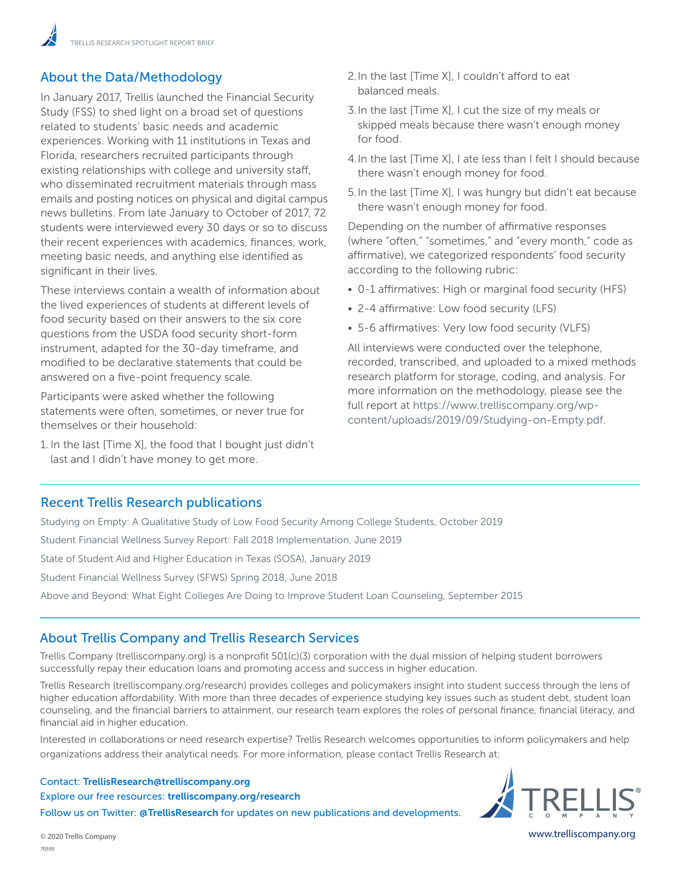## About the Data/Methodology

In January 2017, Trellis launched the Financial Security Study (FSS) to shed light on a broad set of questions related to students' basic needs and academic experiences. Working with 11 institutions in Texas and Florida, researchers recruited participants through existing relationships with college and university staff, who disseminated recruitment materials through mass emails and posting notices on physical and digital campus news bulletins. From late January to October of 2017, 72 students were interviewed every 30 days or so to discuss their recent experiences with academics, finances, work, meeting basic needs, and anything else identified as significant in their lives.

These interviews contain a wealth of information about the lived experiences of students at different levels of food security based on their answers to the six core questions from the USDA food security short-form instrument, adapted for the 30-day timeframe, and modified to be declarative statements that could be answered on a five-point frequency scale.

Participants were asked whether the following statements were often, sometimes, or never true for themselves or their household:

1. In the last [Time X], the food that I bought just didn't last and I didn't have money to get more.
2. In the last [Time X], I couldn't afford to eat balanced meals.
3. In the last [Time X], I cut the size of my meals or skipped meals because there wasn't enough money for food.
4. In the last [Time X], I ate less than I felt I should because there wasn't enough money for food.
5. In the last [Time X], I was hungry but didn't eat because there wasn't enough money for food.

Depending on the number of affirmative responses (where "often," "sometimes," and "every month," code as affirmative), we categorized respondents' food security according to the following rubric:

- 0-1 affirmatives: High or marginal food security (HFS)
- 2-4 affirmative: Low food security (LFS)
- 5-6 affirmatives: Very low food security (VLFS)

All interviews were conducted over the telephone, recorded, transcribed, and uploaded to a mixed methods research platform for storage, coding, and analysis. For more information on the methodology, please see the full report at https://www.trelliscompany.org/wp-content/uploads/2019/09/Studying-on-Empty.pdf.

## Recent Trellis Research publications

Studying on Empty: A Qualitative Study of Low Food Security Among College Students, October 2019

Student Financial Wellness Survey Report: Fall 2018 Implementation, June 2019

State of Student Aid and Higher Education in Texas (SOSA), January 2019

Student Financial Wellness Survey (SFWS) Spring 2018, June 2018

Above and Beyond: What Eight Colleges Are Doing to Improve Student Loan Counseling, September 2015

## About Trellis Company and Trellis Research Services

Trellis Company (trelliscompany.org) is a nonprofit 501(c)(3) corporation with the dual mission of helping student borrowers successfully repay their education loans and promoting access and success in higher education.

Trellis Research (trelliscompany.org/research) provides colleges and policymakers insight into student success through the lens of higher education affordability. With more than three decades of experience studying key issues such as student debt, student loan counseling, and the financial barriers to attainment, our research team explores the roles of personal finance, financial literacy, and financial aid in higher education.

Interested in collaborations or need research expertise? Trellis Research welcomes opportunities to inform policymakers and help organizations address their analytical needs. For more information, please contact Trellis Research at:

Contact: **TrellisResearch@trelliscompany.org**
Explore our free resources: **trelliscompany.org/research**
Follow us on Twitter: **@TrellisResearch** for updates on new publications and developments.

TRELLIS® COMPANY

www.trelliscompany.org

© 2020 Trellis Company

70595